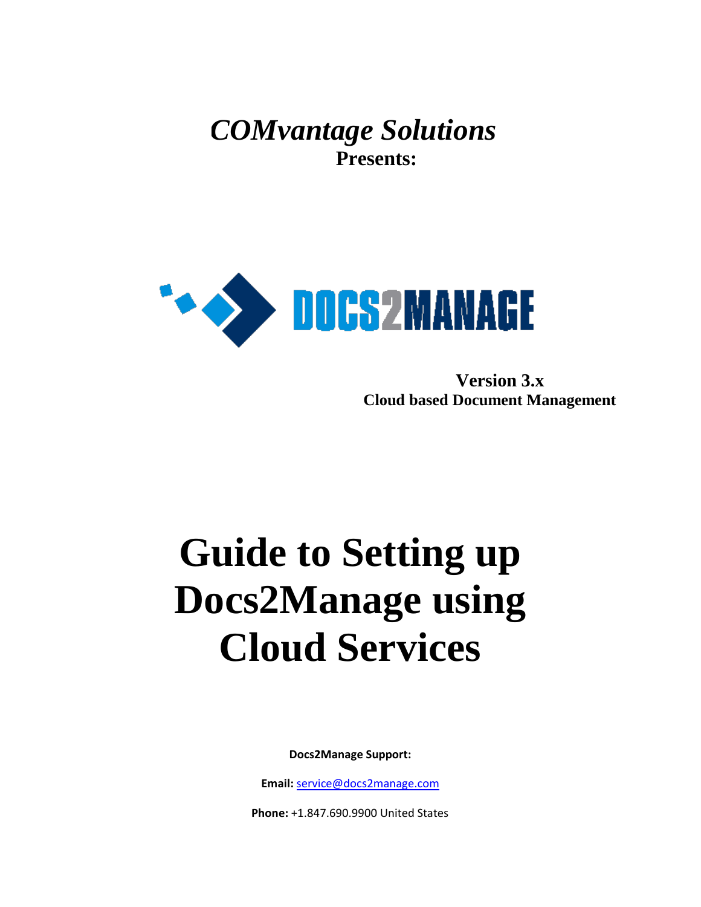*COMvantage Solutions*

**Presents:**

DOCS2MANAGE

**Version 3.x**

**Cloud based Document Management**

# Guide to Setting up Docs2Manage using Cloud Services

**Docs2Manage Support:**

**Email:** service@docs2manage.com

**Phone:** +1.847.690.9900 United States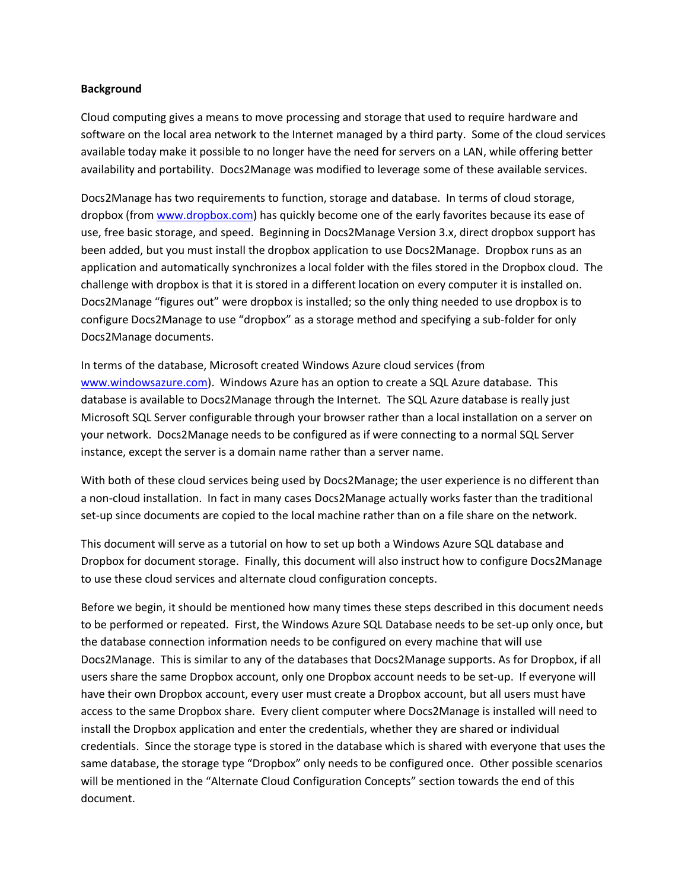**Background**

Cloud computing gives a means to move processing and storage that used to require hardware and software on the local area network to the Internet managed by a third party. Some of the cloud services available today make it possible to no longer have the need for servers on a LAN, while offering better availability and portability. Docs2Manage was modified to leverage some of these available services.

Docs2Manage has two requirements to function, storage and database. In terms of cloud storage, dropbox (from www.dropbox.com) has quickly become one of the early favorites because its ease of use, free basic storage, and speed. Beginning in Docs2Manage Version 3.x, direct dropbox support has been added, but you must install the dropbox application to use Docs2Manage. Dropbox runs as an application and automatically synchronizes a local folder with the files stored in the Dropbox cloud. The challenge with dropbox is that it is stored in a different location on every computer it is installed on. Docs2Manage "figures out" were dropbox is installed; so the only thing needed to use dropbox is to configure Docs2Manage to use "dropbox" as a storage method and specifying a sub-folder for only Docs2Manage documents.

In terms of the database, Microsoft created Windows Azure cloud services (from www.windowsazure.com). Windows Azure has an option to create a SQL Azure database. This database is available to Docs2Manage through the Internet. The SQL Azure database is really just Microsoft SQL Server configurable through your browser rather than a local installation on a server on your network. Docs2Manage needs to be configured as if were connecting to a normal SQL Server instance, except the server is a domain name rather than a server name.

With both of these cloud services being used by Docs2Manage; the user experience is no different than a non-cloud installation. In fact in many cases Docs2Manage actually works faster than the traditional set-up since documents are copied to the local machine rather than on a file share on the network.

This document will serve as a tutorial on how to set up both a Windows Azure SQL database and Dropbox for document storage. Finally, this document will also instruct how to configure Docs2Manage to use these cloud services and alternate cloud configuration concepts.

Before we begin, it should be mentioned how many times these steps described in this document needs to be performed or repeated. First, the Windows Azure SQL Database needs to be set-up only once, but the database connection information needs to be configured on every machine that will use Docs2Manage. This is similar to any of the databases that Docs2Manage supports. As for Dropbox, if all users share the same Dropbox account, only one Dropbox account needs to be set-up. If everyone will have their own Dropbox account, every user must create a Dropbox account, but all users must have access to the same Dropbox share. Every client computer where Docs2Manage is installed will need to install the Dropbox application and enter the credentials, whether they are shared or individual credentials. Since the storage type is stored in the database which is shared with everyone that uses the same database, the storage type "Dropbox" only needs to be configured once. Other possible scenarios will be mentioned in the "Alternate Cloud Configuration Concepts" section towards the end of this document.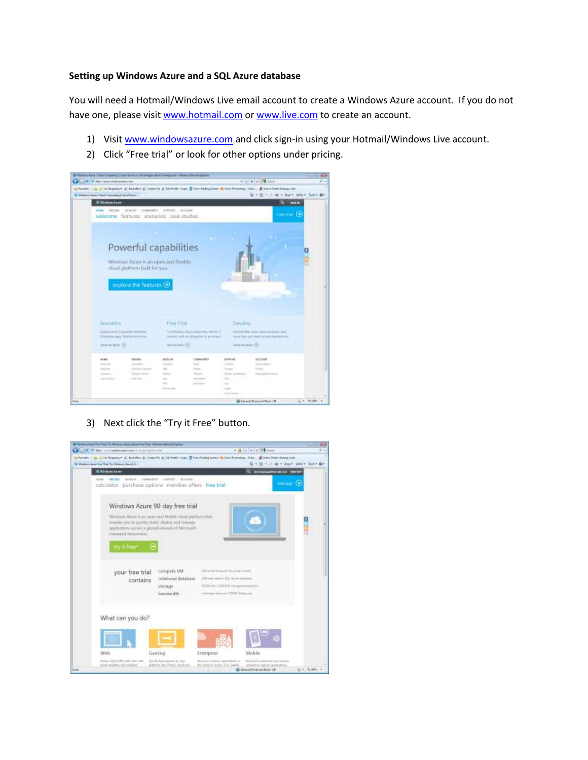**Setting up Windows Azure and a SQL Azure database**

You will need a Hotmail/Windows Live email account to create a Windows Azure account. If you do not have one, please visit [www.hotmail.com](http://www.hotmail.com) or [www.live.com](http://www.live.com) to create an account.

1) Visit [www.windowsazure.com](http://www.windowsazure.com) and click sign-in using your Hotmail/Windows Live account.
2) Click "Free trial" or look for other options under pricing.

3) Next click the "Try it Free" button.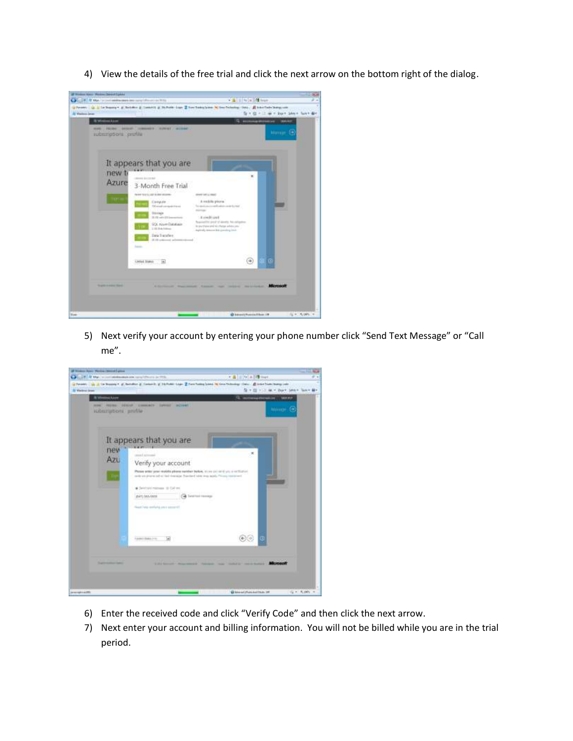4) View the details of the free trial and click the next arrow on the bottom right of the dialog.

5) Next verify your account by entering your phone number click "Send Text Message" or "Call me".

6) Enter the received code and click "Verify Code" and then click the next arrow.
7) Next enter your account and billing information. You will not be billed while you are in the trial period.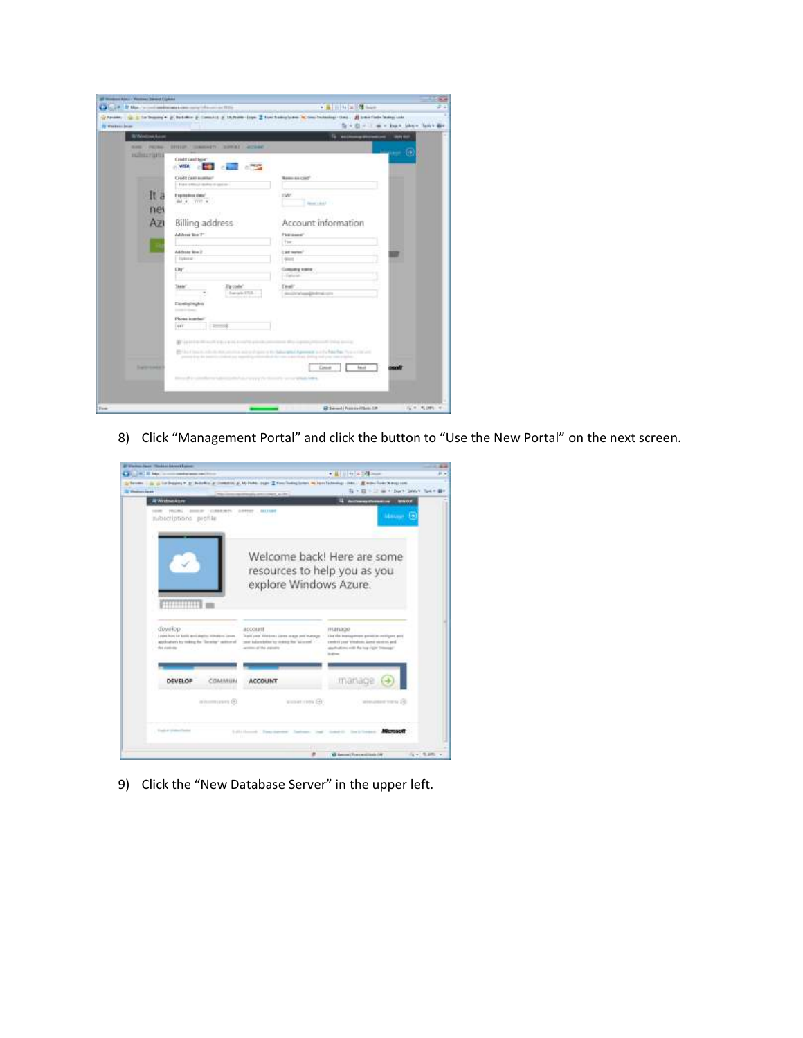8) Click “Management Portal” and click the button to “Use the New Portal” on the next screen.

9) Click the “New Database Server” in the upper left.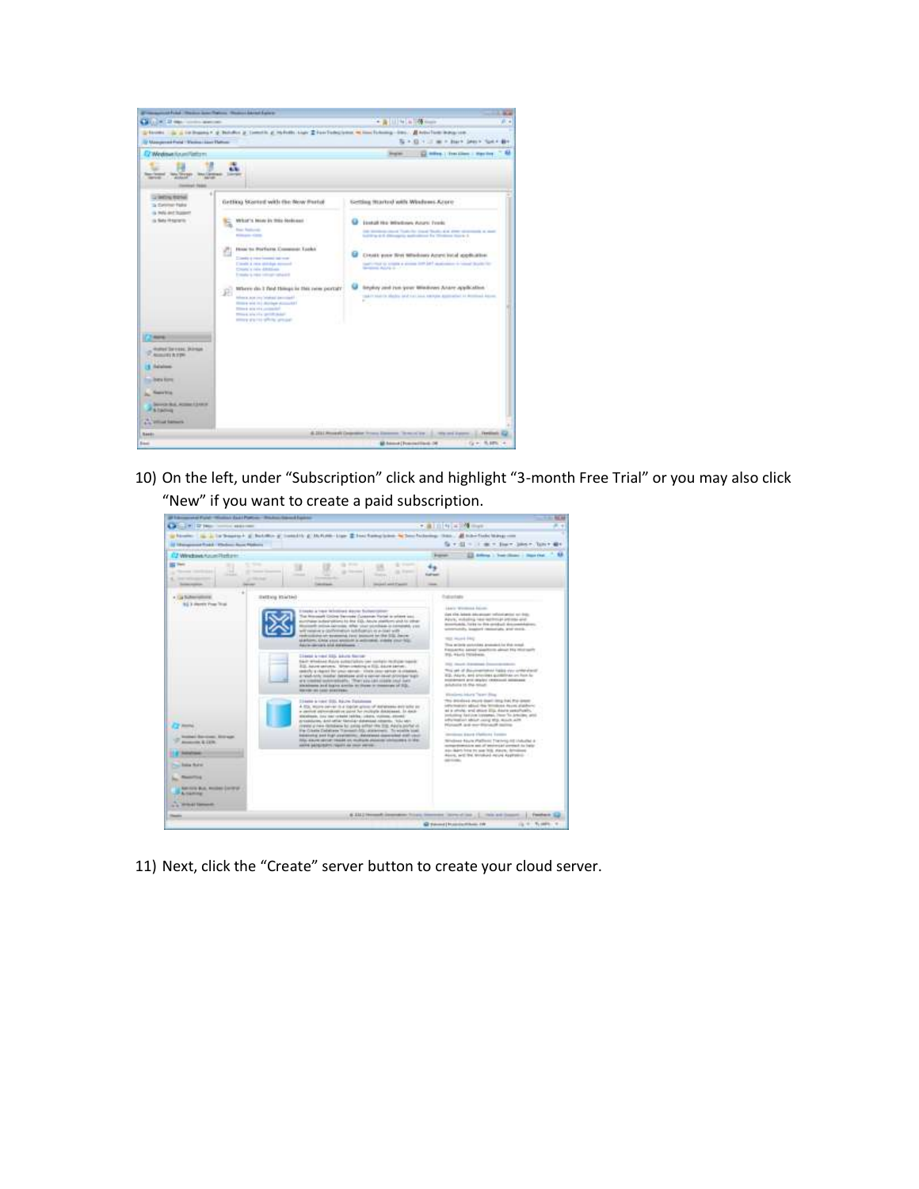10) On the left, under "Subscription" click and highlight "3-month Free Trial" or you may also click "New" if you want to create a paid subscription.

11) Next, click the "Create" server button to create your cloud server.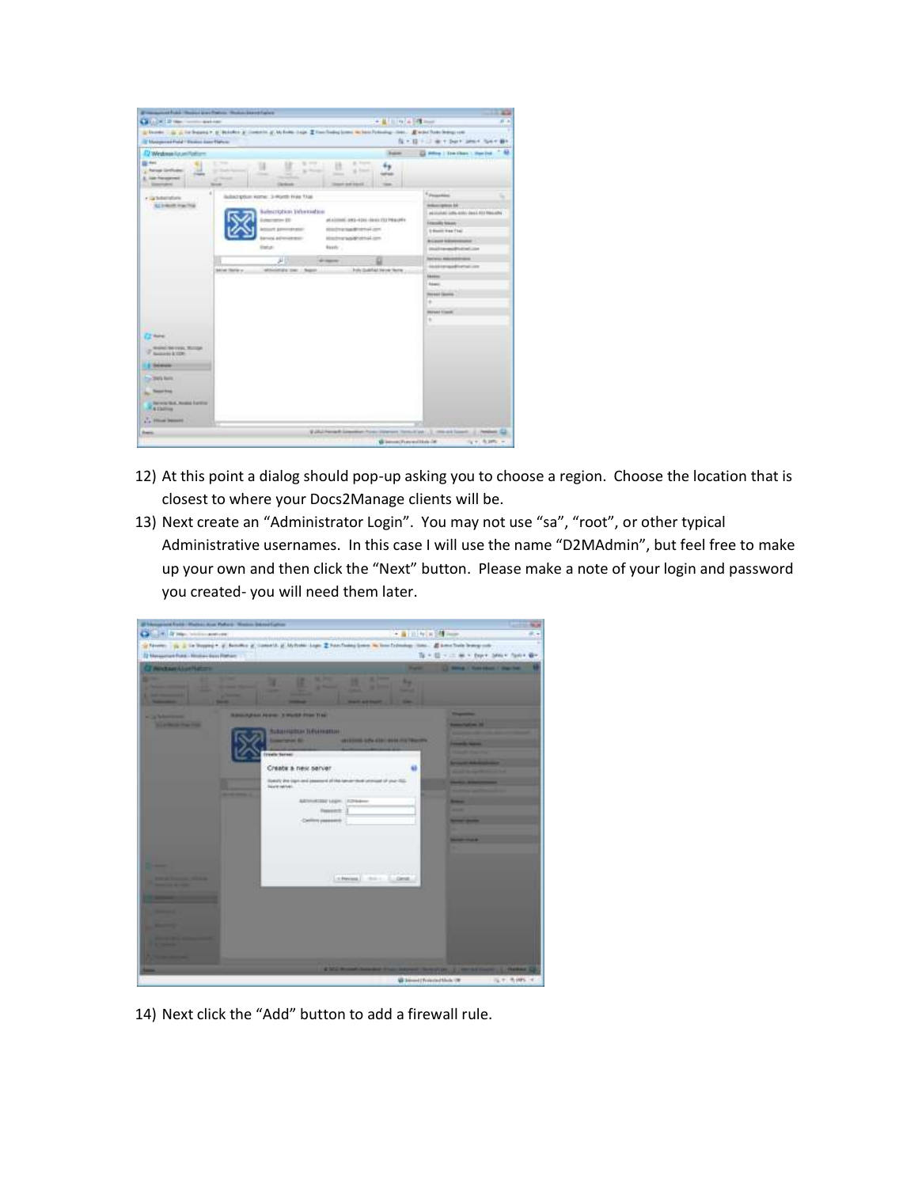12) At this point a dialog should pop-up asking you to choose a region. Choose the location that is closest to where your Docs2Manage clients will be.
13) Next create an "Administrator Login". You may not use "sa", "root", or other typical Administrative usernames. In this case I will use the name "D2MAdmin", but feel free to make up your own and then click the "Next" button. Please make a note of your login and password you created- you will need them later.

14) Next click the "Add" button to add a firewall rule.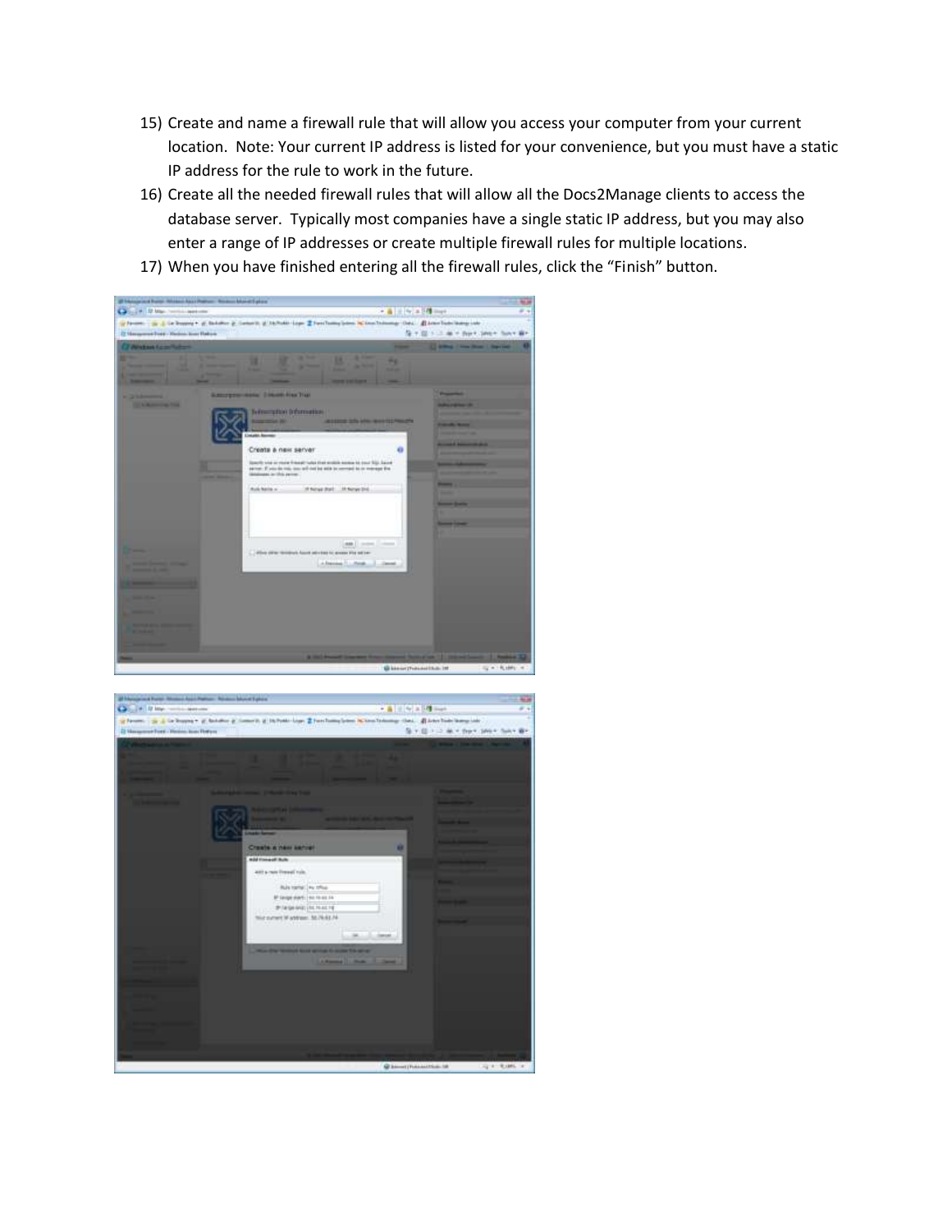15) Create and name a firewall rule that will allow you access your computer from your current location. Note: Your current IP address is listed for your convenience, but you must have a static IP address for the rule to work in the future.
16) Create all the needed firewall rules that will allow all the Docs2Manage clients to access the database server. Typically most companies have a single static IP address, but you may also enter a range of IP addresses or create multiple firewall rules for multiple locations.
17) When you have finished entering all the firewall rules, click the "Finish" button.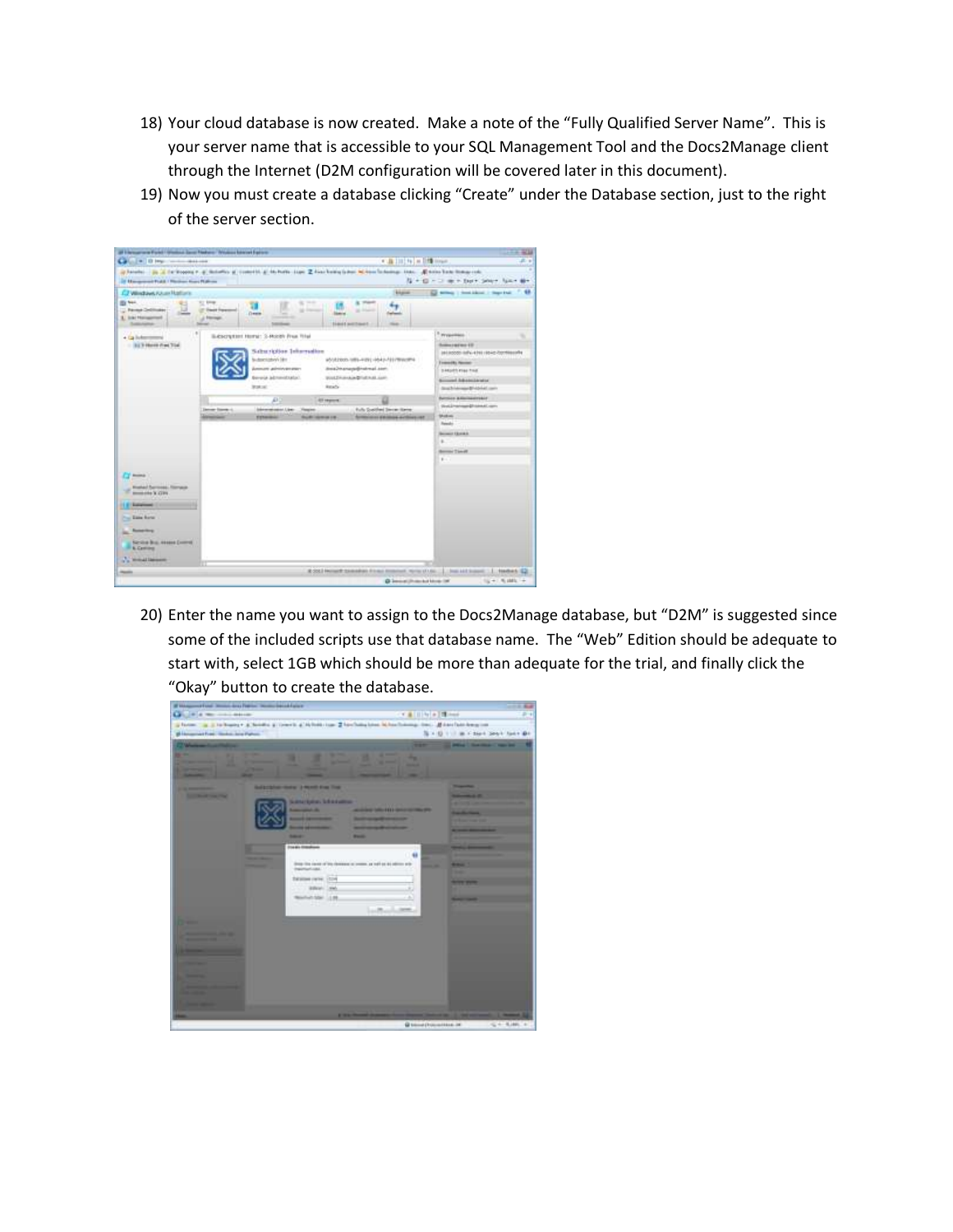18) Your cloud database is now created. Make a note of the "Fully Qualified Server Name". This is your server name that is accessible to your SQL Management Tool and the Docs2Manage client through the Internet (D2M configuration will be covered later in this document).
19) Now you must create a database clicking "Create" under the Database section, just to the right of the server section.

20) Enter the name you want to assign to the Docs2Manage database, but "D2M" is suggested since some of the included scripts use that database name. The "Web" Edition should be adequate to start with, select 1GB which should be more than adequate for the trial, and finally click the "Okay" button to create the database.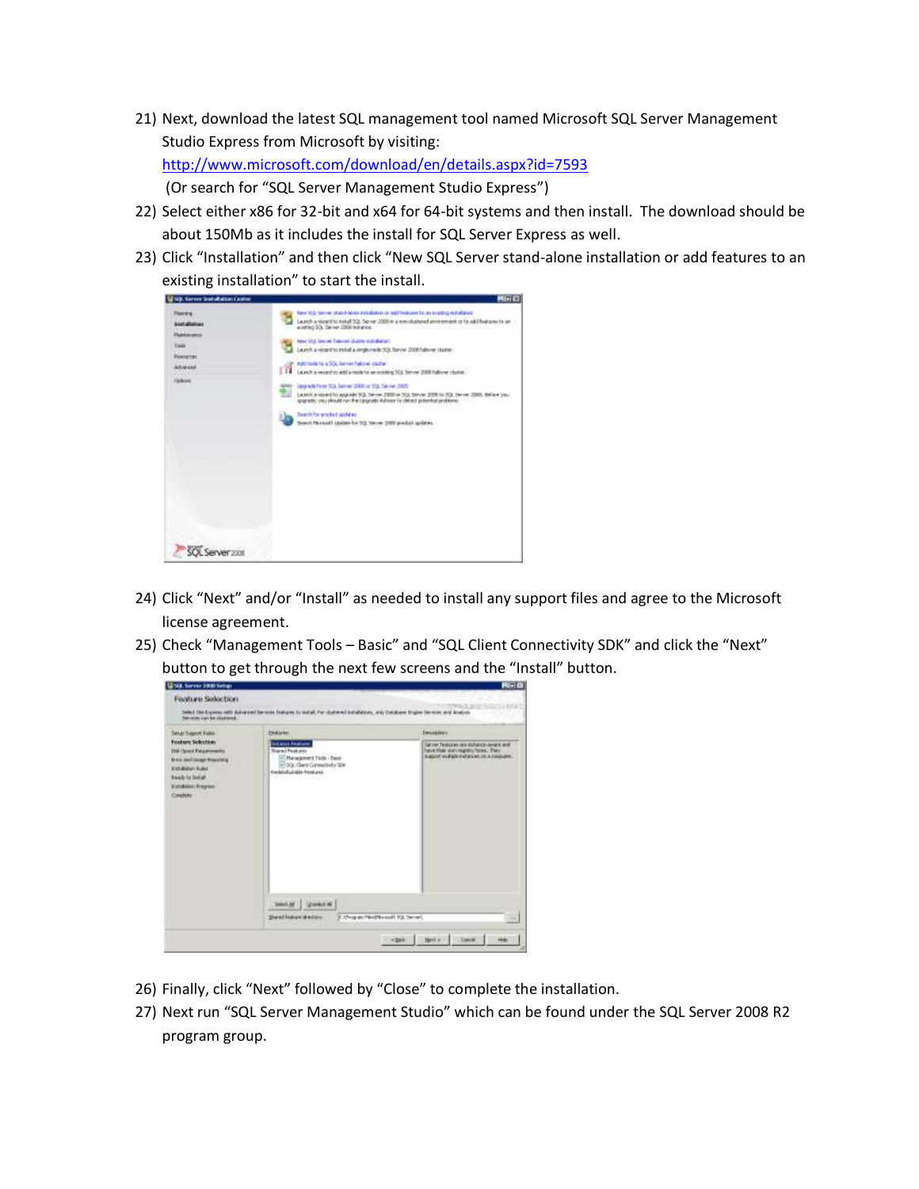21) Next, download the latest SQL management tool named Microsoft SQL Server Management Studio Express from Microsoft by visiting: [http://www.microsoft.com/download/en/details.aspx?id=7593](http://www.microsoft.com/download/en/details.aspx?id=7593)
 (Or search for "SQL Server Management Studio Express")
22) Select either x86 for 32-bit and x64 for 64-bit systems and then install. The download should be about 150Mb as it includes the install for SQL Server Express as well.
23) Click "Installation" and then click "New SQL Server stand-alone installation or add features to an existing installation" to start the install.
24) Click "Next" and/or "Install" as needed to install any support files and agree to the Microsoft license agreement.
25) Check "Management Tools – Basic" and "SQL Client Connectivity SDK" and click the "Next" button to get through the next few screens and the "Install" button.
26) Finally, click "Next" followed by "Close" to complete the installation.
27) Next run "SQL Server Management Studio" which can be found under the SQL Server 2008 R2 program group.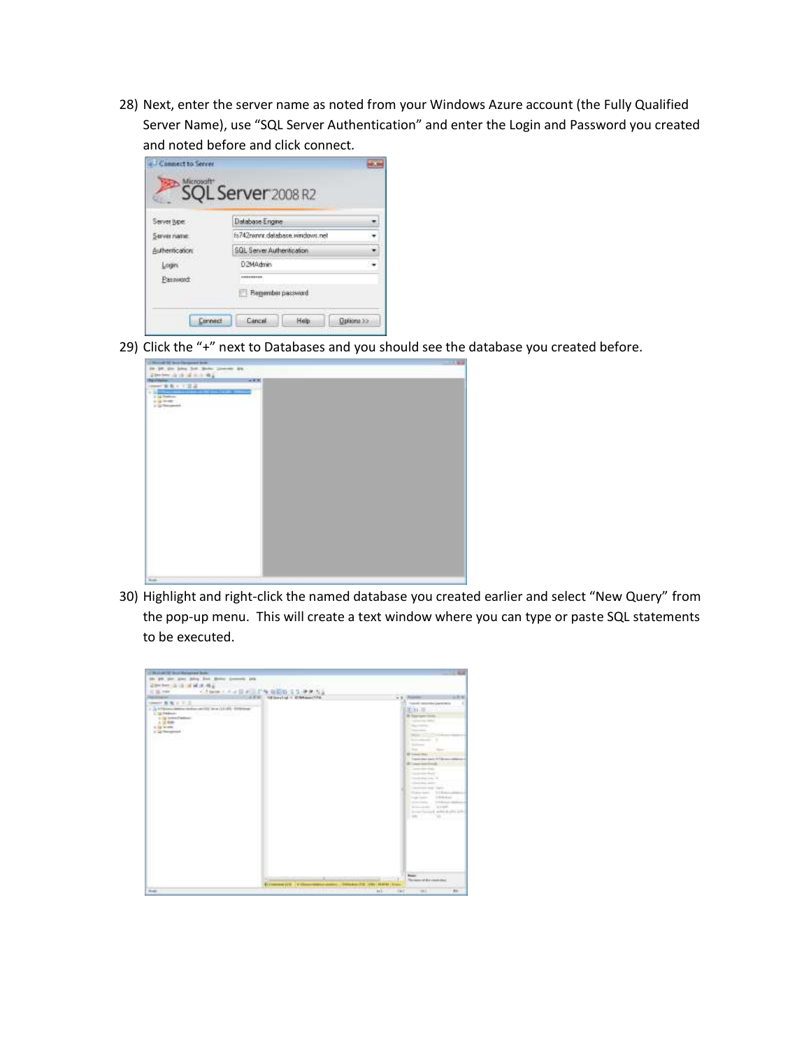28) Next, enter the server name as noted from your Windows Azure account (the Fully Qualified Server Name), use "SQL Server Authentication" and enter the Login and Password you created and noted before and click connect.

29) Click the "+" next to Databases and you should see the database you created before.

30) Highlight and right-click the named database you created earlier and select "New Query" from the pop-up menu. This will create a text window where you can type or paste SQL statements to be executed.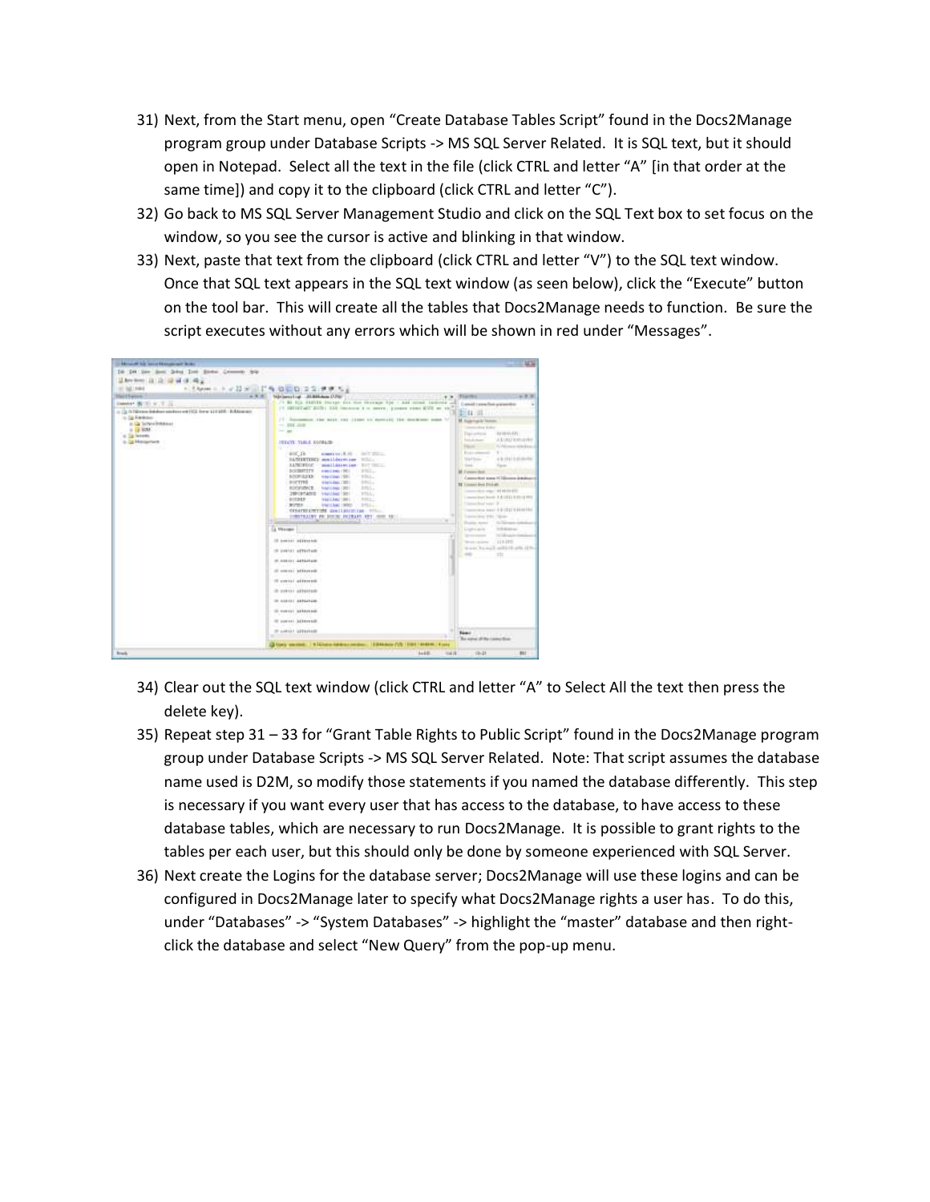31) Next, from the Start menu, open "Create Database Tables Script" found in the Docs2Manage program group under Database Scripts -> MS SQL Server Related. It is SQL text, but it should open in Notepad. Select all the text in the file (click CTRL and letter "A" [in that order at the same time]) and copy it to the clipboard (click CTRL and letter "C").
32) Go back to MS SQL Server Management Studio and click on the SQL Text box to set focus on the window, so you see the cursor is active and blinking in that window.
33) Next, paste that text from the clipboard (click CTRL and letter "V") to the SQL text window. Once that SQL text appears in the SQL text window (as seen below), click the "Execute" button on the tool bar. This will create all the tables that Docs2Manage needs to function. Be sure the script executes without any errors which will be shown in red under "Messages".

34) Clear out the SQL text window (click CTRL and letter "A" to Select All the text then press the delete key).
35) Repeat step 31 – 33 for "Grant Table Rights to Public Script" found in the Docs2Manage program group under Database Scripts -> MS SQL Server Related. Note: That script assumes the database name used is D2M, so modify those statements if you named the database differently. This step is necessary if you want every user that has access to the database, to have access to these database tables, which are necessary to run Docs2Manage. It is possible to grant rights to the tables per each user, but this should only be done by someone experienced with SQL Server.
36) Next create the Logins for the database server; Docs2Manage will use these logins and can be configured in Docs2Manage later to specify what Docs2Manage rights a user has. To do this, under "Databases" -> "System Databases" -> highlight the "master" database and then right-click the database and select "New Query" from the pop-up menu.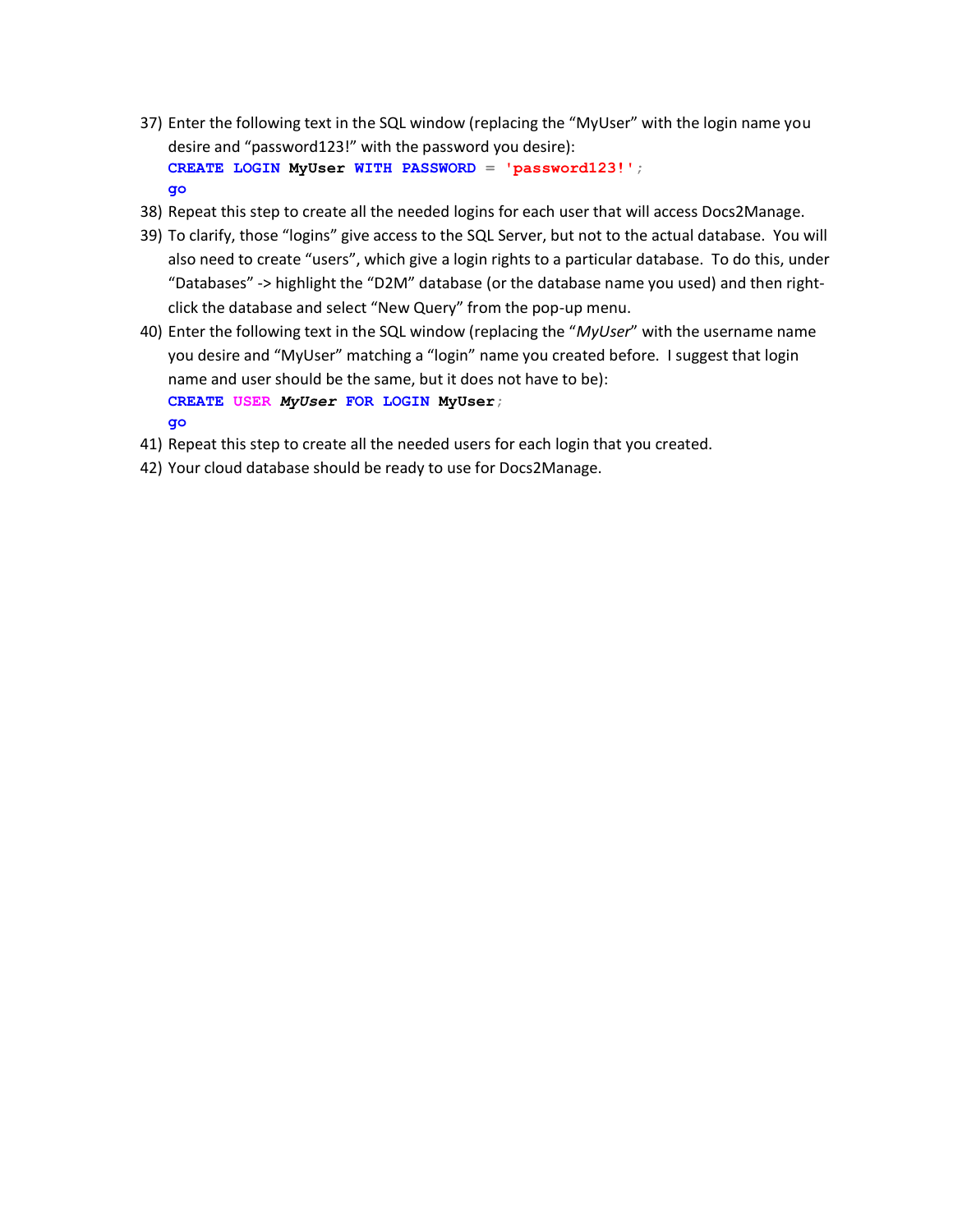37) Enter the following text in the SQL window (replacing the "MyUser" with the login name you desire and "password123!" with the password you desire):
```
CREATE LOGIN MyUser WITH PASSWORD = 'password123!';
go
```
38) Repeat this step to create all the needed logins for each user that will access Docs2Manage.
39) To clarify, those "logins" give access to the SQL Server, but not to the actual database. You will also need to create "users", which give a login rights to a particular database. To do this, under "Databases" -> highlight the "D2M" database (or the database name you used) and then right-click the database and select "New Query" from the pop-up menu.
40) Enter the following text in the SQL window (replacing the "*MyUser*" with the username name you desire and "MyUser" matching a "login" name you created before. I suggest that login name and user should be the same, but it does not have to be):
```
CREATE USER MyUser FOR LOGIN MyUser;
go
```
41) Repeat this step to create all the needed users for each login that you created.
42) Your cloud database should be ready to use for Docs2Manage.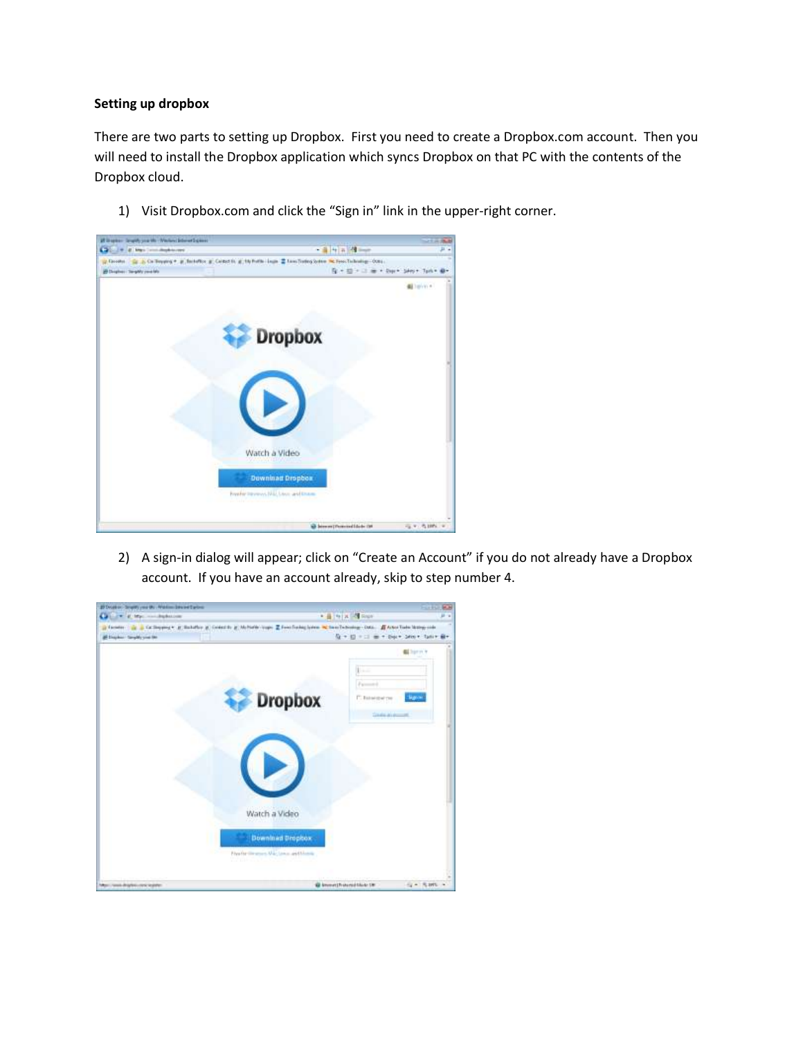**Setting up dropbox**

There are two parts to setting up Dropbox. First you need to create a Dropbox.com account. Then you will need to install the Dropbox application which syncs Dropbox on that PC with the contents of the Dropbox cloud.

1) Visit Dropbox.com and click the "Sign in" link in the upper-right corner.

2) A sign-in dialog will appear; click on "Create an Account" if you do not already have a Dropbox account. If you have an account already, skip to step number 4.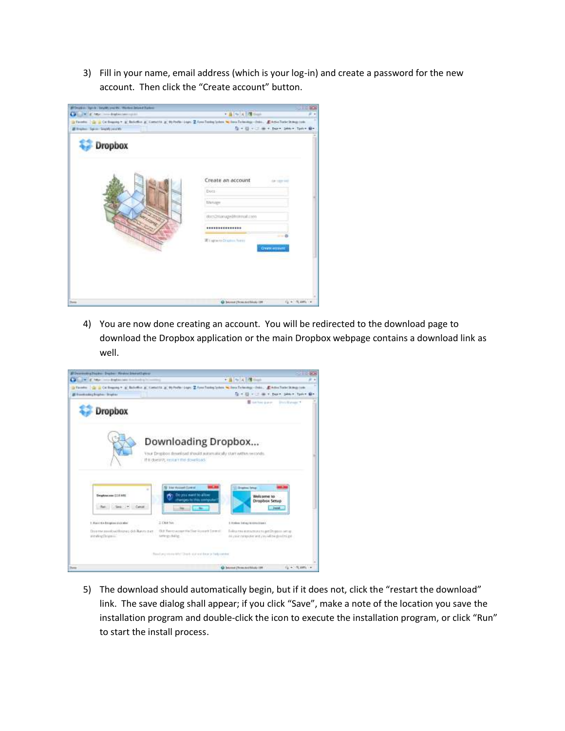3) Fill in your name, email address (which is your log-in) and create a password for the new account. Then click the "Create account" button.

4) You are now done creating an account. You will be redirected to the download page to download the Dropbox application or the main Dropbox webpage contains a download link as well.

5) The download should automatically begin, but if it does not, click the "restart the download" link. The save dialog shall appear; if you click "Save", make a note of the location you save the installation program and double-click the icon to execute the installation program, or click "Run" to start the install process.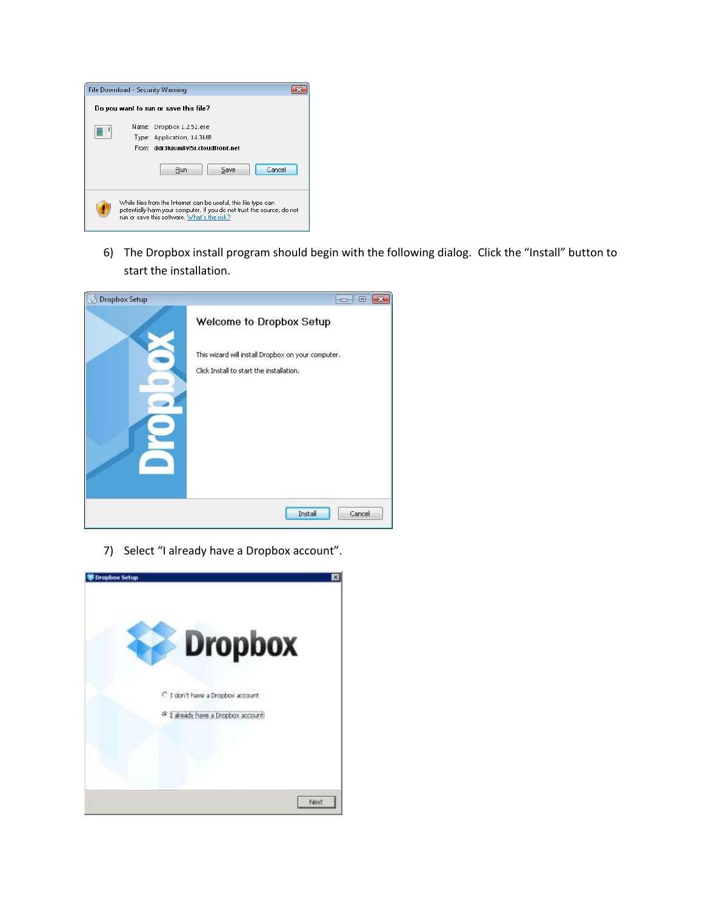6) The Dropbox install program should begin with the following dialog. Click the "Install" button to start the installation.

7) Select "I already have a Dropbox account".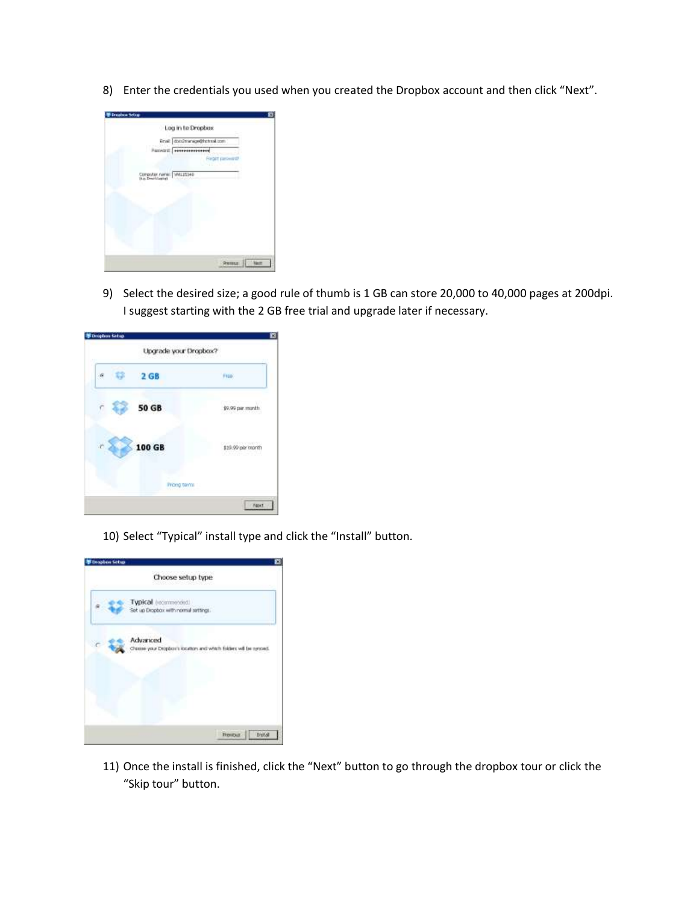8) Enter the credentials you used when you created the Dropbox account and then click "Next".

9) Select the desired size; a good rule of thumb is 1 GB can store 20,000 to 40,000 pages at 200dpi. I suggest starting with the 2 GB free trial and upgrade later if necessary.

10) Select "Typical" install type and click the "Install" button.

11) Once the install is finished, click the "Next" button to go through the dropbox tour or click the "Skip tour" button.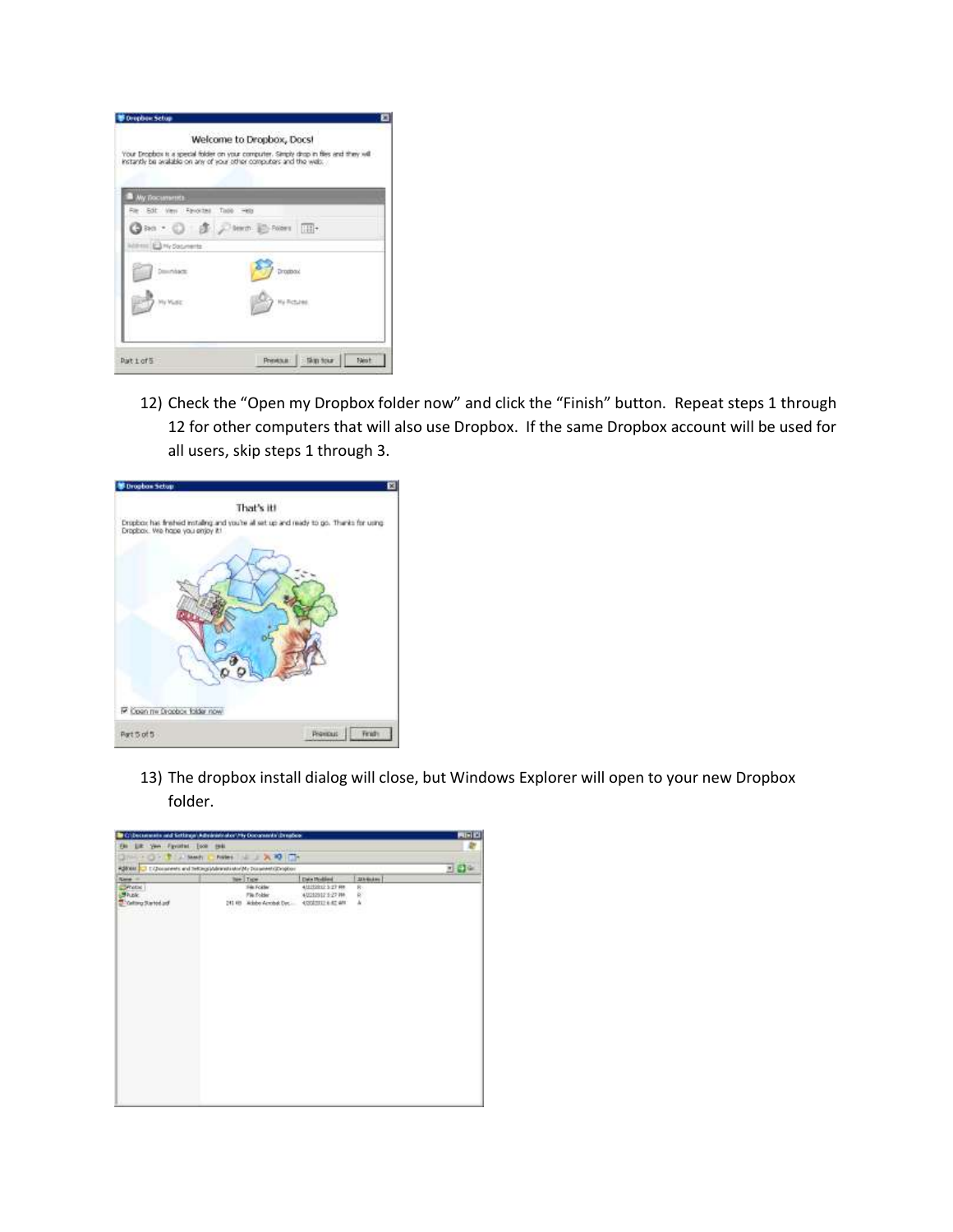12) Check the "Open my Dropbox folder now" and click the "Finish" button. Repeat steps 1 through 12 for other computers that will also use Dropbox. If the same Dropbox account will be used for all users, skip steps 1 through 3.

13) The dropbox install dialog will close, but Windows Explorer will open to your new Dropbox folder.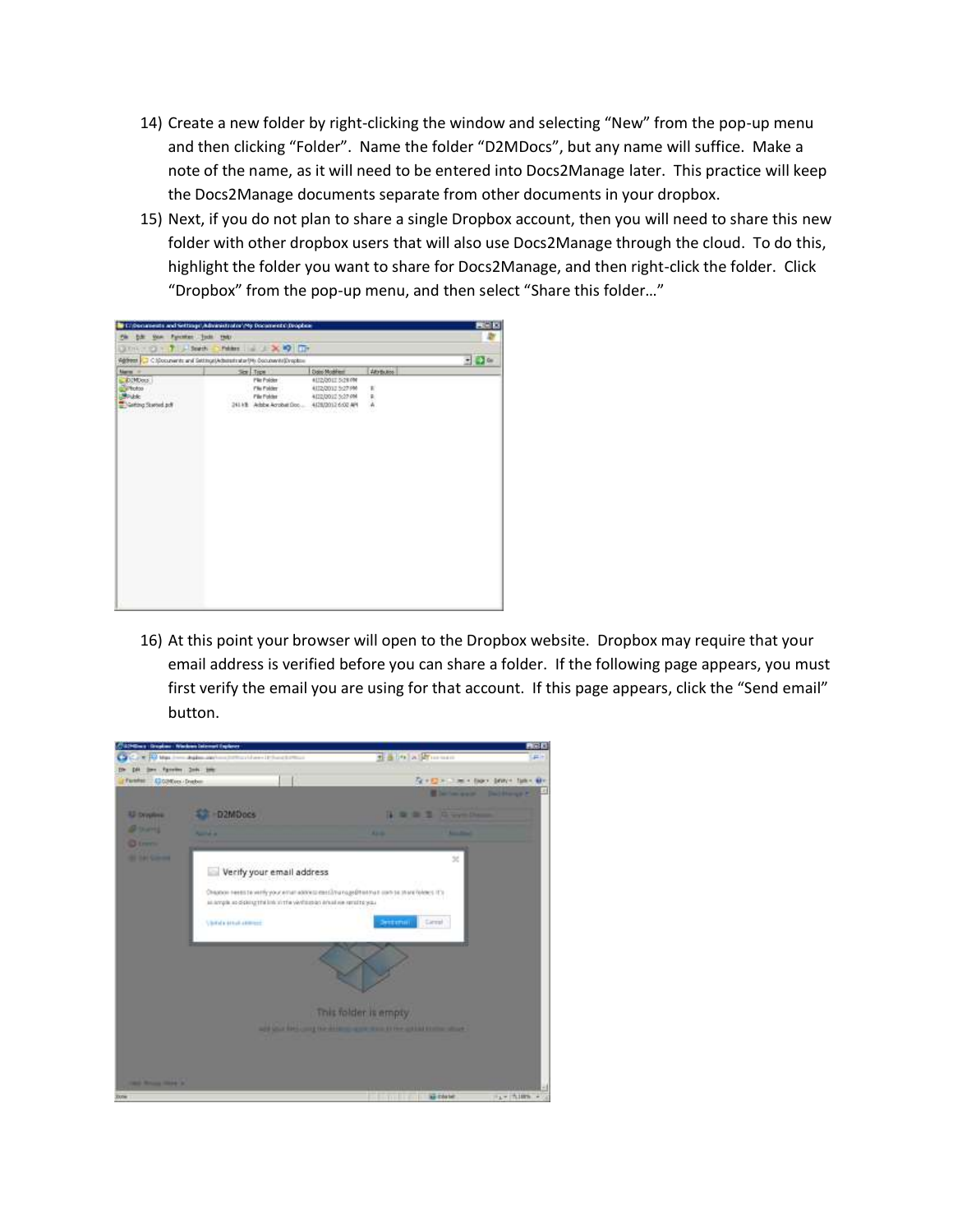14) Create a new folder by right-clicking the window and selecting "New" from the pop-up menu and then clicking "Folder". Name the folder "D2MDocs", but any name will suffice. Make a note of the name, as it will need to be entered into Docs2Manage later. This practice will keep the Docs2Manage documents separate from other documents in your dropbox.

15) Next, if you do not plan to share a single Dropbox account, then you will need to share this new folder with other dropbox users that will also use Docs2Manage through the cloud. To do this, highlight the folder you want to share for Docs2Manage, and then right-click the folder. Click "Dropbox" from the pop-up menu, and then select "Share this folder…"

16) At this point your browser will open to the Dropbox website. Dropbox may require that your email address is verified before you can share a folder. If the following page appears, you must first verify the email you are using for that account. If this page appears, click the "Send email" button.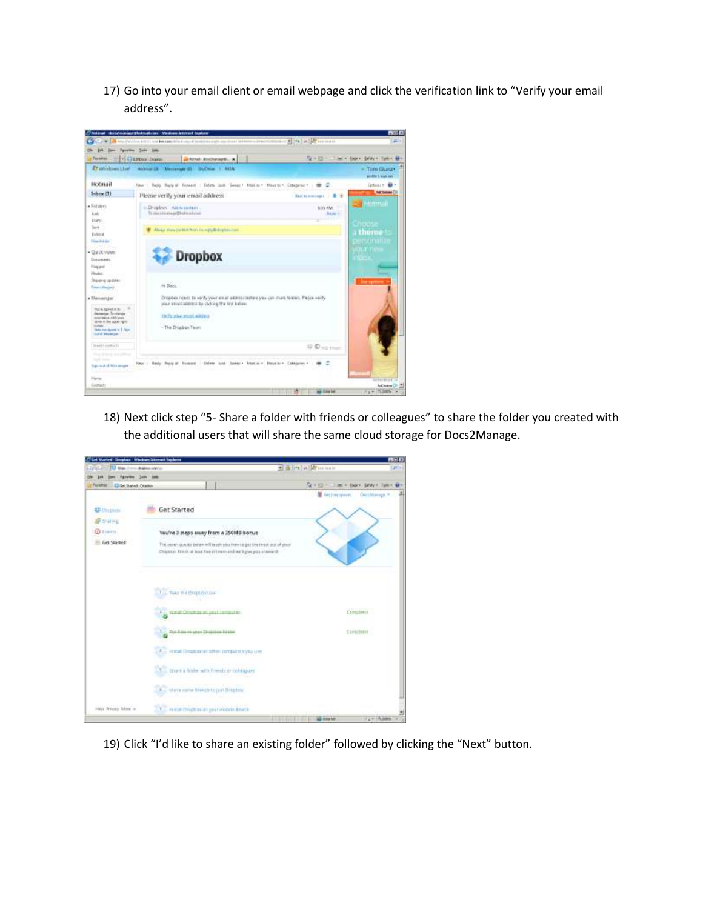17) Go into your email client or email webpage and click the verification link to "Verify your email address".

18) Next click step "5- Share a folder with friends or colleagues" to share the folder you created with the additional users that will share the same cloud storage for Docs2Manage.

19) Click "I'd like to share an existing folder" followed by clicking the "Next" button.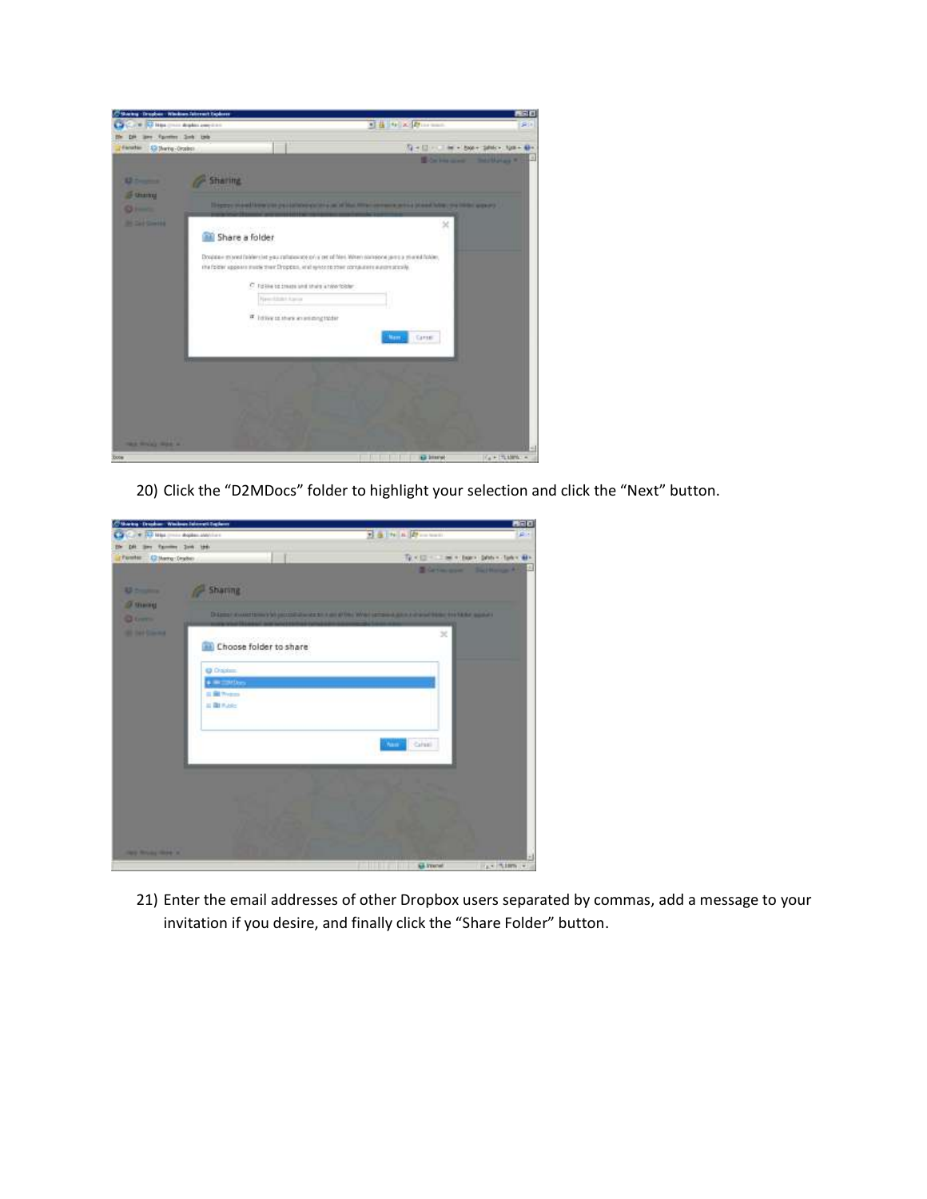20) Click the "D2MDocs" folder to highlight your selection and click the "Next" button.

21) Enter the email addresses of other Dropbox users separated by commas, add a message to your invitation if you desire, and finally click the "Share Folder" button.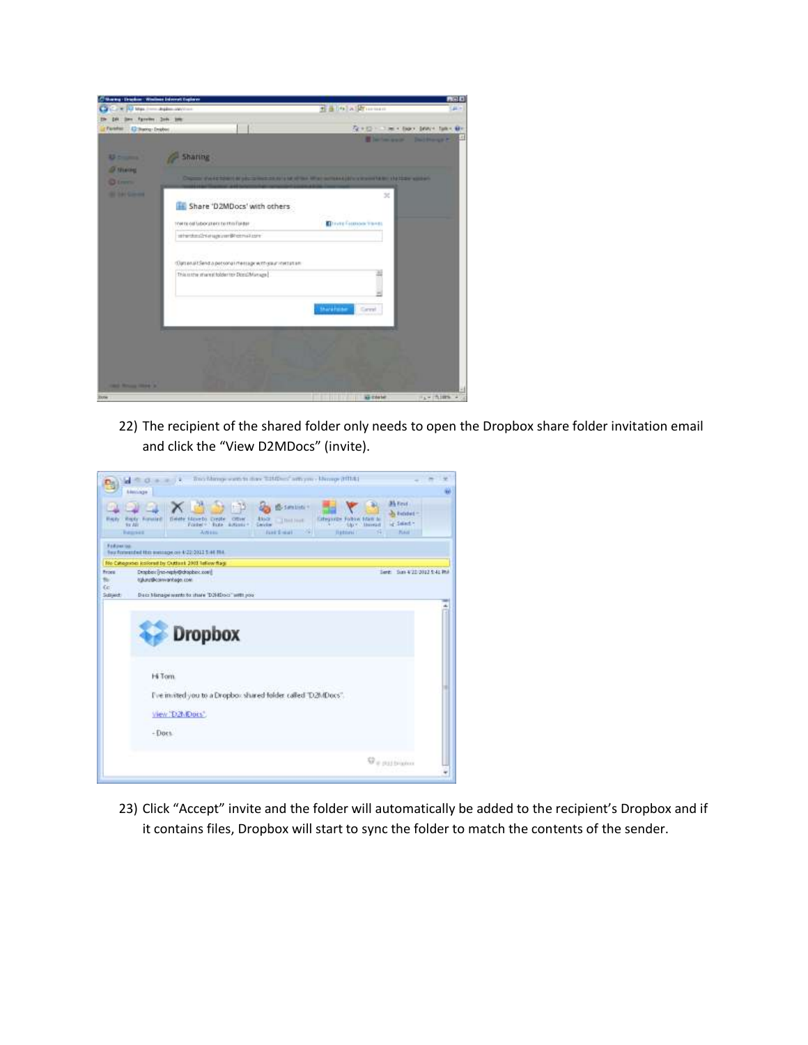22) The recipient of the shared folder only needs to open the Dropbox share folder invitation email and click the “View D2MDocs” (invite).

23) Click “Accept” invite and the folder will automatically be added to the recipient’s Dropbox and if it contains files, Dropbox will start to sync the folder to match the contents of the sender.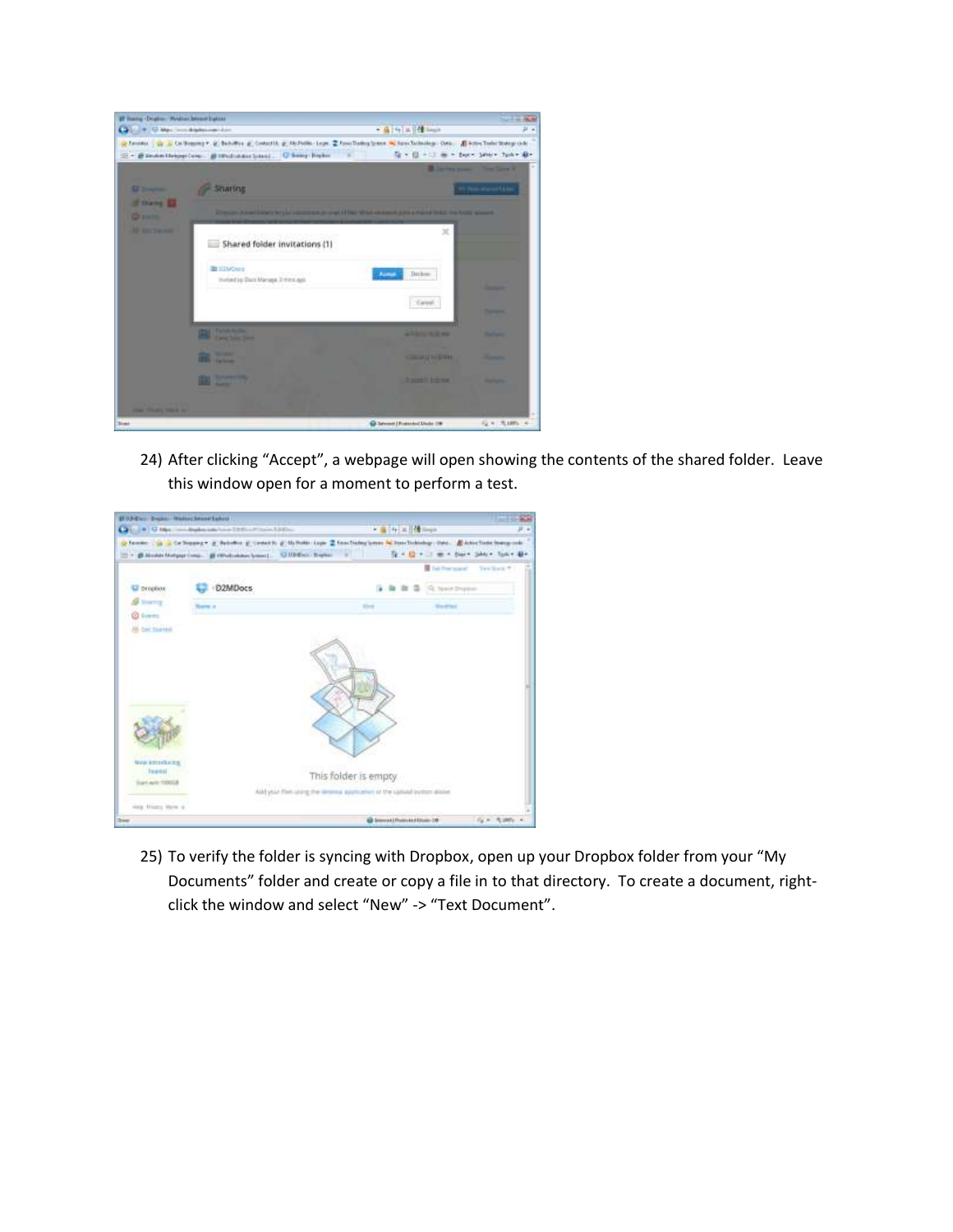24) After clicking “Accept”, a webpage will open showing the contents of the shared folder. Leave this window open for a moment to perform a test.

25) To verify the folder is syncing with Dropbox, open up your Dropbox folder from your “My Documents” folder and create or copy a file in to that directory. To create a document, right-click the window and select “New” -> “Text Document”.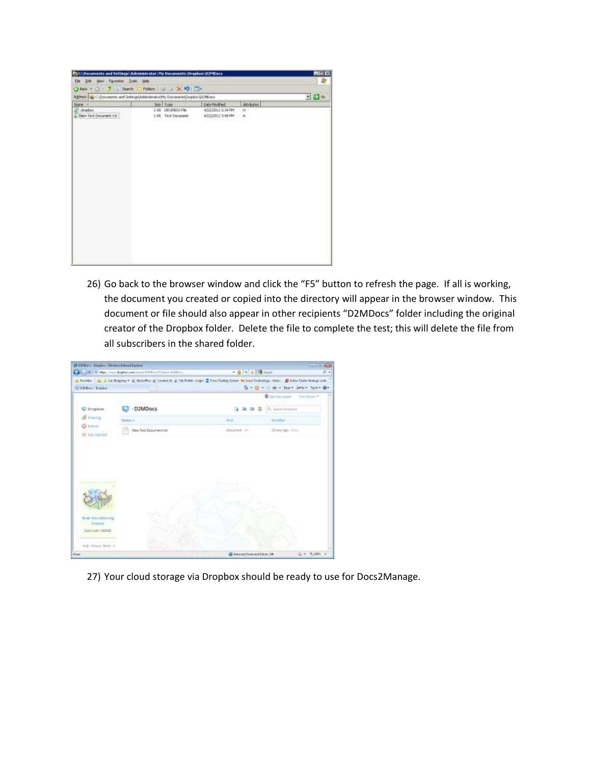26) Go back to the browser window and click the "F5" button to refresh the page. If all is working, the document you created or copied into the directory will appear in the browser window. This document or file should also appear in other recipients "D2MDocs" folder including the original creator of the Dropbox folder. Delete the file to complete the test; this will delete the file from all subscribers in the shared folder.

27) Your cloud storage via Dropbox should be ready to use for Docs2Manage.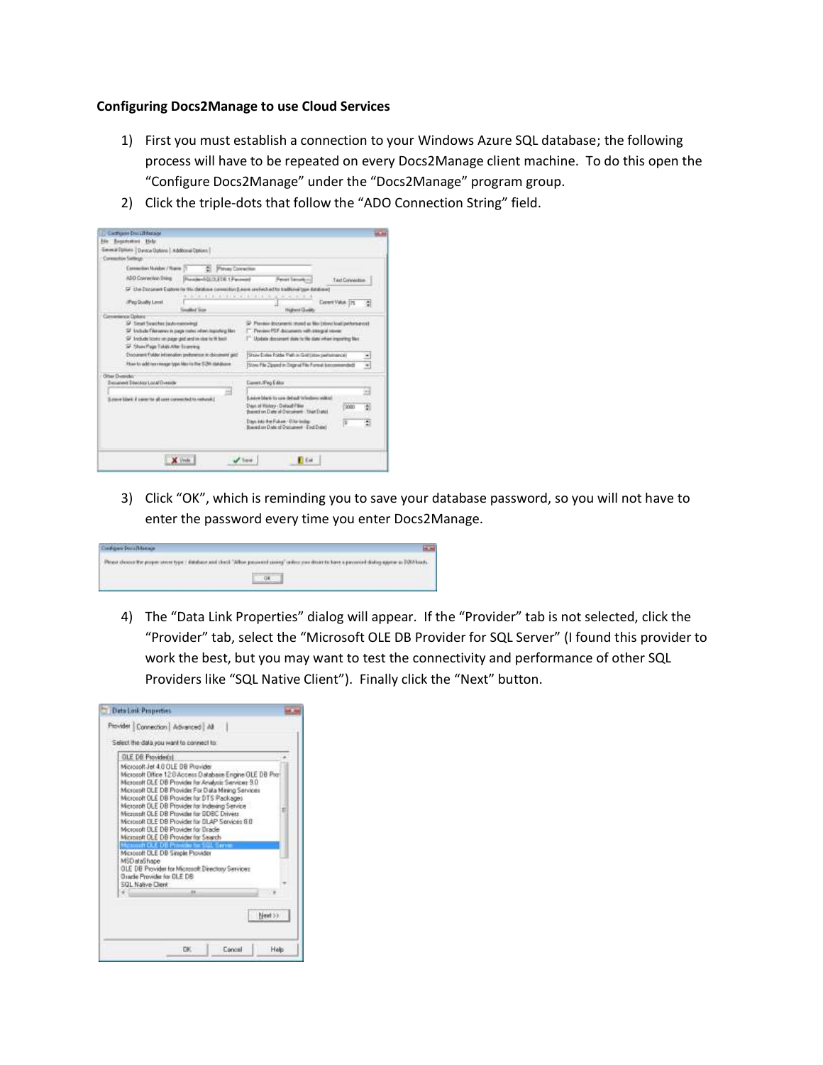**Configuring Docs2Manage to use Cloud Services**

1) First you must establish a connection to your Windows Azure SQL database; the following process will have to be repeated on every Docs2Manage client machine. To do this open the "Configure Docs2Manage" under the "Docs2Manage" program group.
2) Click the triple-dots that follow the "ADO Connection String" field.

3) Click "OK", which is reminding you to save your database password, so you will not have to enter the password every time you enter Docs2Manage.

4) The "Data Link Properties" dialog will appear. If the "Provider" tab is not selected, click the "Provider" tab, select the "Microsoft OLE DB Provider for SQL Server" (I found this provider to work the best, but you may want to test the connectivity and performance of other SQL Providers like "SQL Native Client"). Finally click the "Next" button.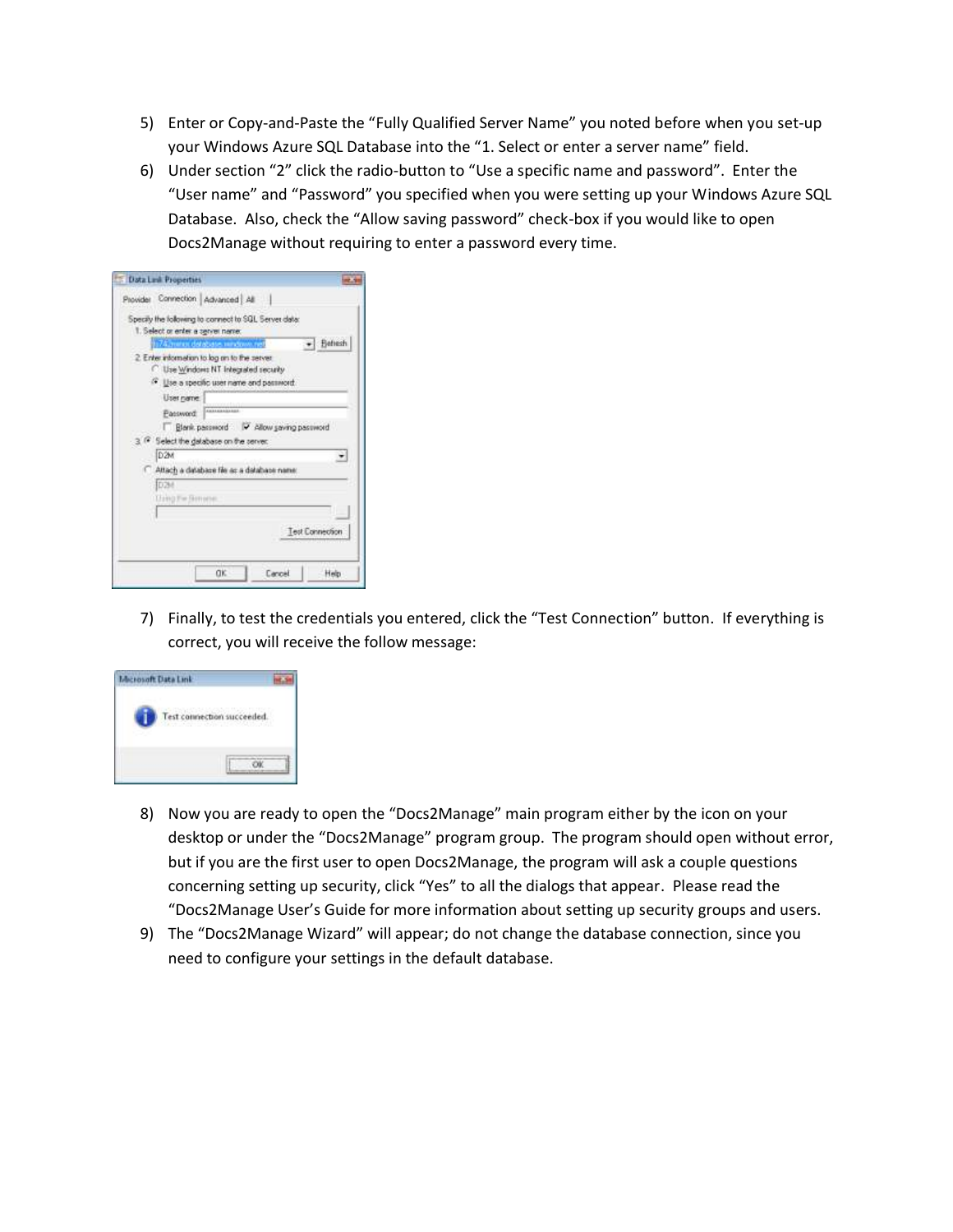5) Enter or Copy-and-Paste the "Fully Qualified Server Name" you noted before when you set-up your Windows Azure SQL Database into the "1. Select or enter a server name" field.
6) Under section "2" click the radio-button to "Use a specific name and password". Enter the "User name" and "Password" you specified when you were setting up your Windows Azure SQL Database. Also, check the "Allow saving password" check-box if you would like to open Docs2Manage without requiring to enter a password every time.

7) Finally, to test the credentials you entered, click the "Test Connection" button. If everything is correct, you will receive the follow message:

8) Now you are ready to open the "Docs2Manage" main program either by the icon on your desktop or under the "Docs2Manage" program group. The program should open without error, but if you are the first user to open Docs2Manage, the program will ask a couple questions concerning setting up security, click "Yes" to all the dialogs that appear. Please read the "Docs2Manage User's Guide for more information about setting up security groups and users.
9) The "Docs2Manage Wizard" will appear; do not change the database connection, since you need to configure your settings in the default database.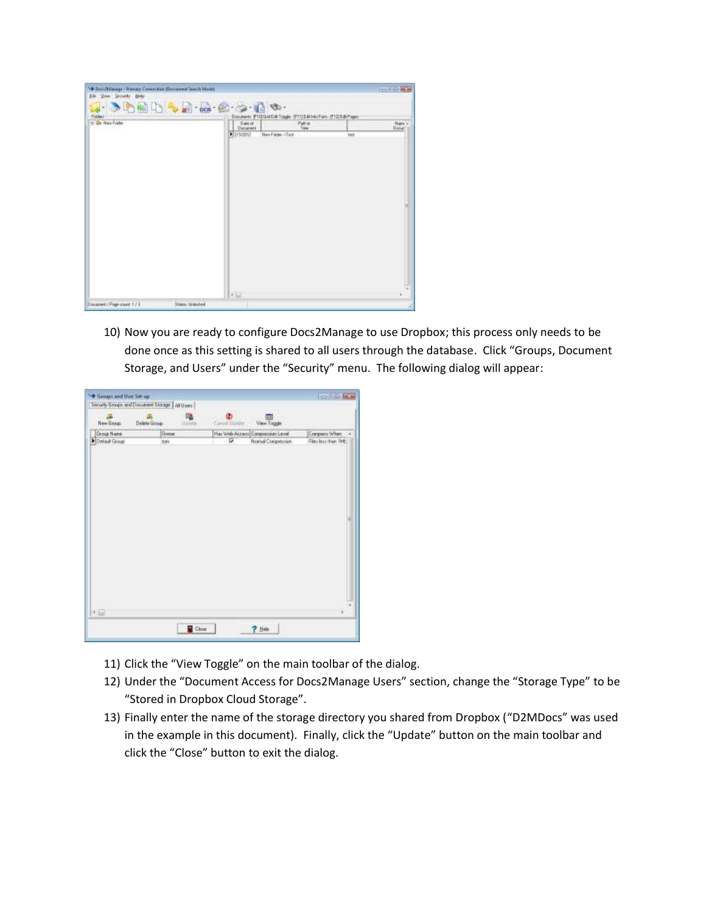10) Now you are ready to configure Docs2Manage to use Dropbox; this process only needs to be done once as this setting is shared to all users through the database. Click "Groups, Document Storage, and Users" under the "Security" menu. The following dialog will appear:

11) Click the "View Toggle" on the main toolbar of the dialog.
12) Under the "Document Access for Docs2Manage Users" section, change the "Storage Type" to be "Stored in Dropbox Cloud Storage".
13) Finally enter the name of the storage directory you shared from Dropbox ("D2MDocs" was used in the example in this document). Finally, click the "Update" button on the main toolbar and click the "Close" button to exit the dialog.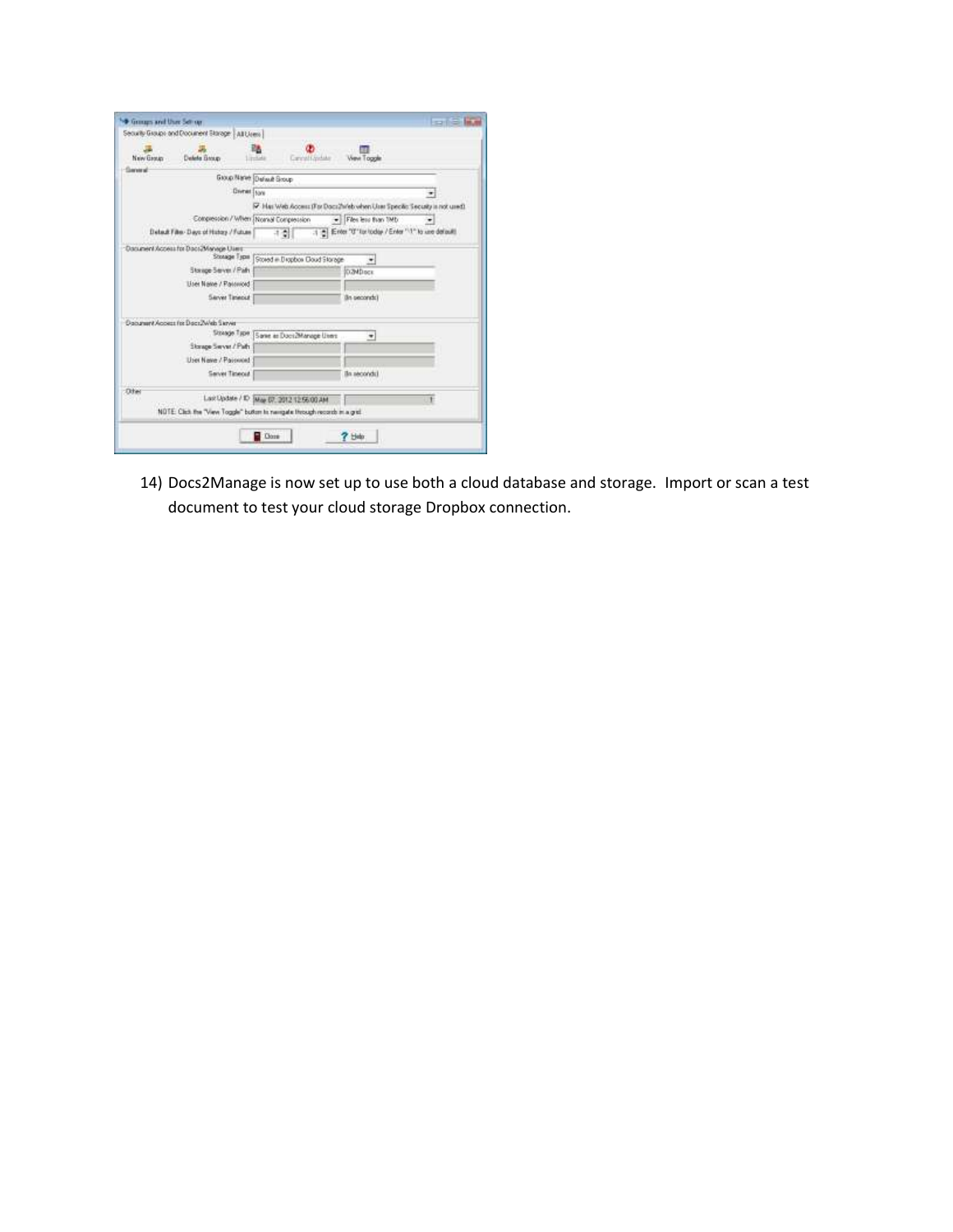14) Docs2Manage is now set up to use both a cloud database and storage. Import or scan a test document to test your cloud storage Dropbox connection.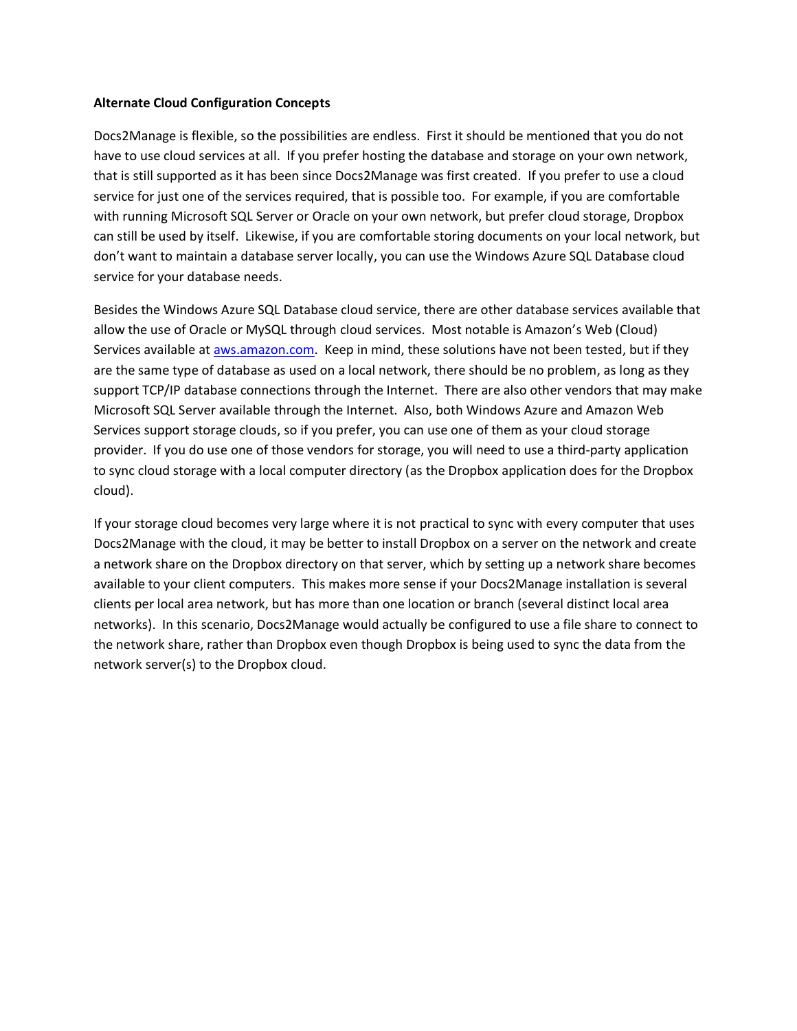**Alternate Cloud Configuration Concepts**

Docs2Manage is flexible, so the possibilities are endless. First it should be mentioned that you do not have to use cloud services at all. If you prefer hosting the database and storage on your own network, that is still supported as it has been since Docs2Manage was first created. If you prefer to use a cloud service for just one of the services required, that is possible too. For example, if you are comfortable with running Microsoft SQL Server or Oracle on your own network, but prefer cloud storage, Dropbox can still be used by itself. Likewise, if you are comfortable storing documents on your local network, but don't want to maintain a database server locally, you can use the Windows Azure SQL Database cloud service for your database needs.

Besides the Windows Azure SQL Database cloud service, there are other database services available that allow the use of Oracle or MySQL through cloud services. Most notable is Amazon's Web (Cloud) Services available at [aws.amazon.com](aws.amazon.com). Keep in mind, these solutions have not been tested, but if they are the same type of database as used on a local network, there should be no problem, as long as they support TCP/IP database connections through the Internet. There are also other vendors that may make Microsoft SQL Server available through the Internet. Also, both Windows Azure and Amazon Web Services support storage clouds, so if you prefer, you can use one of them as your cloud storage provider. If you do use one of those vendors for storage, you will need to use a third-party application to sync cloud storage with a local computer directory (as the Dropbox application does for the Dropbox cloud).

If your storage cloud becomes very large where it is not practical to sync with every computer that uses Docs2Manage with the cloud, it may be better to install Dropbox on a server on the network and create a network share on the Dropbox directory on that server, which by setting up a network share becomes available to your client computers. This makes more sense if your Docs2Manage installation is several clients per local area network, but has more than one location or branch (several distinct local area networks). In this scenario, Docs2Manage would actually be configured to use a file share to connect to the network share, rather than Dropbox even though Dropbox is being used to sync the data from the network server(s) to the Dropbox cloud.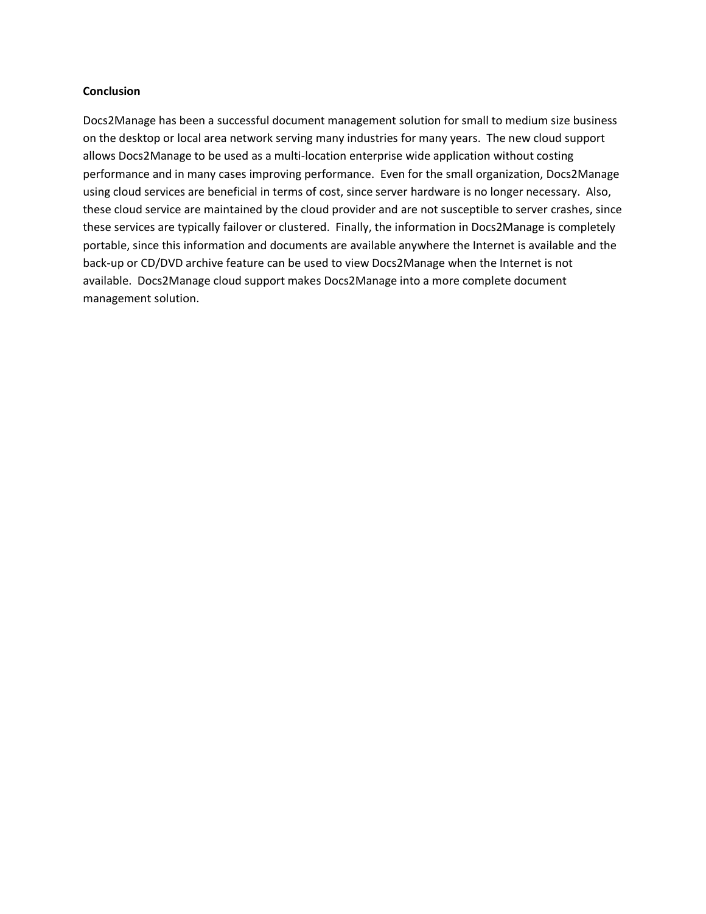**Conclusion**

Docs2Manage has been a successful document management solution for small to medium size business on the desktop or local area network serving many industries for many years. The new cloud support allows Docs2Manage to be used as a multi-location enterprise wide application without costing performance and in many cases improving performance. Even for the small organization, Docs2Manage using cloud services are beneficial in terms of cost, since server hardware is no longer necessary. Also, these cloud service are maintained by the cloud provider and are not susceptible to server crashes, since these services are typically failover or clustered. Finally, the information in Docs2Manage is completely portable, since this information and documents are available anywhere the Internet is available and the back-up or CD/DVD archive feature can be used to view Docs2Manage when the Internet is not available. Docs2Manage cloud support makes Docs2Manage into a more complete document management solution.